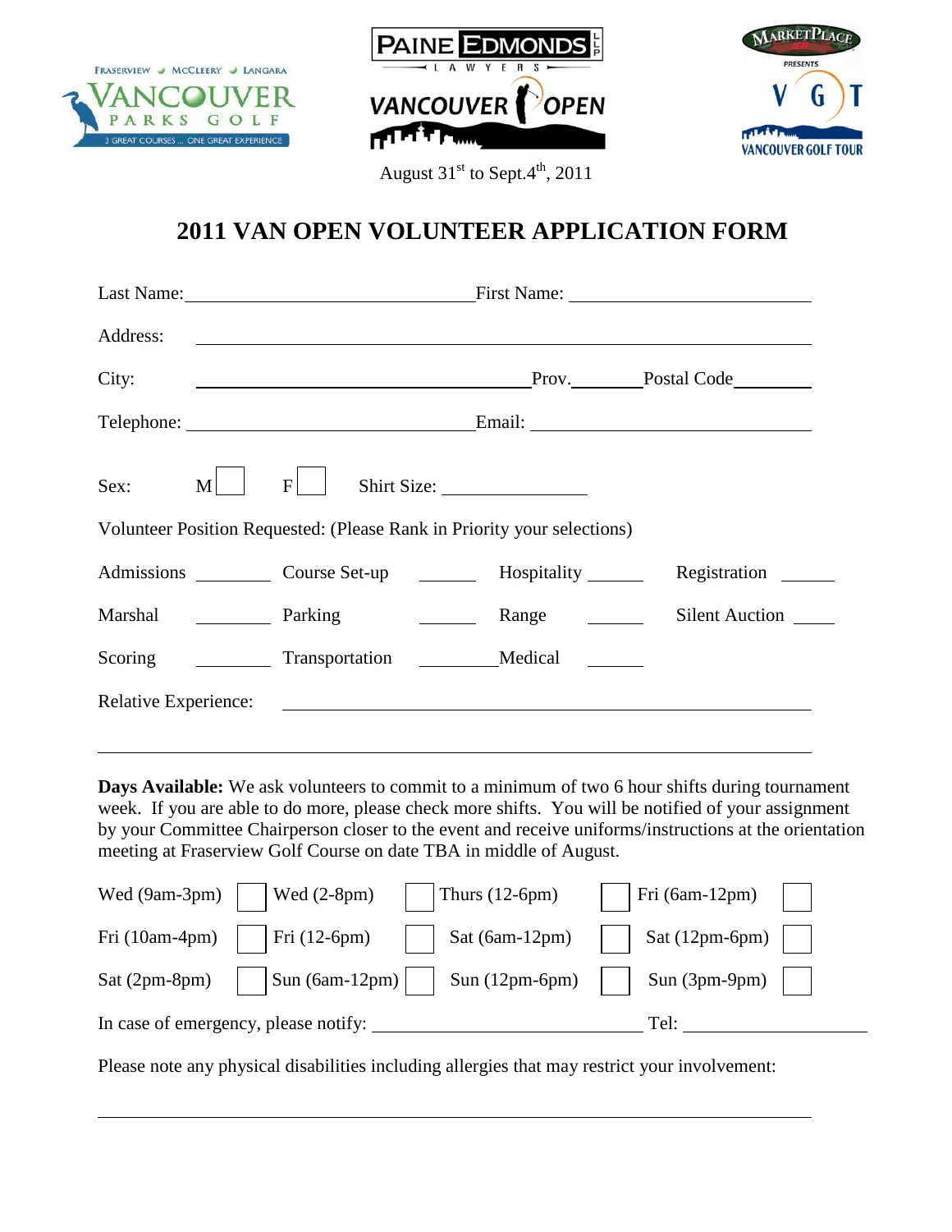FRASERVIEW · McCLEERY · LANGARA
VANCOUVER PARKS GOLF
3 GREAT COURSES ... ONE GREAT EXPERIENCE

PAINE EDMONDS LLP LAWYERS
VANCOUVER OPEN

MARKETPLACE PRESENTS
VGT
VANCOUVER GOLF TOUR

August 31st to Sept.4th, 2011

# 2011 VAN OPEN VOLUNTEER APPLICATION FORM

Last Name:\_\_\_\_\_\_\_\_\_\_\_\_\_\_\_\_\_\_\_\_ First Name: \_\_\_\_\_\_\_\_\_\_\_\_\_\_\_\_\_\_\_\_

Address: \_\_\_\_\_\_\_\_\_\_\_\_\_\_\_\_\_\_\_\_\_\_\_\_\_\_\_\_\_\_\_\_\_\_\_\_\_\_\_\_

City: \_\_\_\_\_\_\_\_\_\_\_\_\_\_\_\_\_\_\_\_ Prov.\_\_\_\_\_\_ Postal Code\_\_\_\_\_\_

Telephone: \_\_\_\_\_\_\_\_\_\_\_\_\_\_\_\_\_\_\_\_ Email: \_\_\_\_\_\_\_\_\_\_\_\_\_\_\_\_\_\_\_\_

Sex: M ☐ F ☐ Shirt Size: \_\_\_\_\_\_\_\_\_\_

Volunteer Position Requested: (Please Rank in Priority your selections)

| | | | |
|---|---|---|---|
| Admissions \_\_\_\_ | Course Set-up \_\_\_\_ | Hospitality \_\_\_\_ | Registration \_\_\_\_ |
| Marshal \_\_\_\_ | Parking \_\_\_\_ | Range \_\_\_\_ | Silent Auction \_\_\_\_ |
| Scoring \_\_\_\_ | Transportation \_\_\_\_ | Medical \_\_\_\_ | |

Relative Experience: \_\_\_\_\_\_\_\_\_\_\_\_\_\_\_\_\_\_\_\_\_\_\_\_\_\_\_\_\_\_\_\_\_\_\_\_\_\_\_\_

\_\_\_\_\_\_\_\_\_\_\_\_\_\_\_\_\_\_\_\_\_\_\_\_\_\_\_\_\_\_\_\_\_\_\_\_\_\_\_\_\_\_\_\_\_\_\_\_\_\_\_\_\_\_\_\_

**Days Available:** We ask volunteers to commit to a minimum of two 6 hour shifts during tournament week. If you are able to do more, please check more shifts. You will be notified of your assignment by your Committee Chairperson closer to the event and receive uniforms/instructions at the orientation meeting at Fraserview Golf Course on date TBA in middle of August.

| | | | |
|---|---|---|---|
| Wed (9am-3pm) ☐ | Wed (2-8pm) ☐ | Thurs (12-6pm) ☐ | Fri (6am-12pm) ☐ |
| Fri (10am-4pm) ☐ | Fri (12-6pm) ☐ | Sat (6am-12pm) ☐ | Sat (12pm-6pm) ☐ |
| Sat (2pm-8pm) ☐ | Sun (6am-12pm) ☐ | Sun (12pm-6pm) ☐ | Sun (3pm-9pm) ☐ |

In case of emergency, please notify: \_\_\_\_\_\_\_\_\_\_\_\_\_\_\_\_\_\_\_\_ Tel: \_\_\_\_\_\_\_\_\_\_\_\_

Please note any physical disabilities including allergies that may restrict your involvement:

\_\_\_\_\_\_\_\_\_\_\_\_\_\_\_\_\_\_\_\_\_\_\_\_\_\_\_\_\_\_\_\_\_\_\_\_\_\_\_\_\_\_\_\_\_\_\_\_\_\_\_\_\_\_\_\_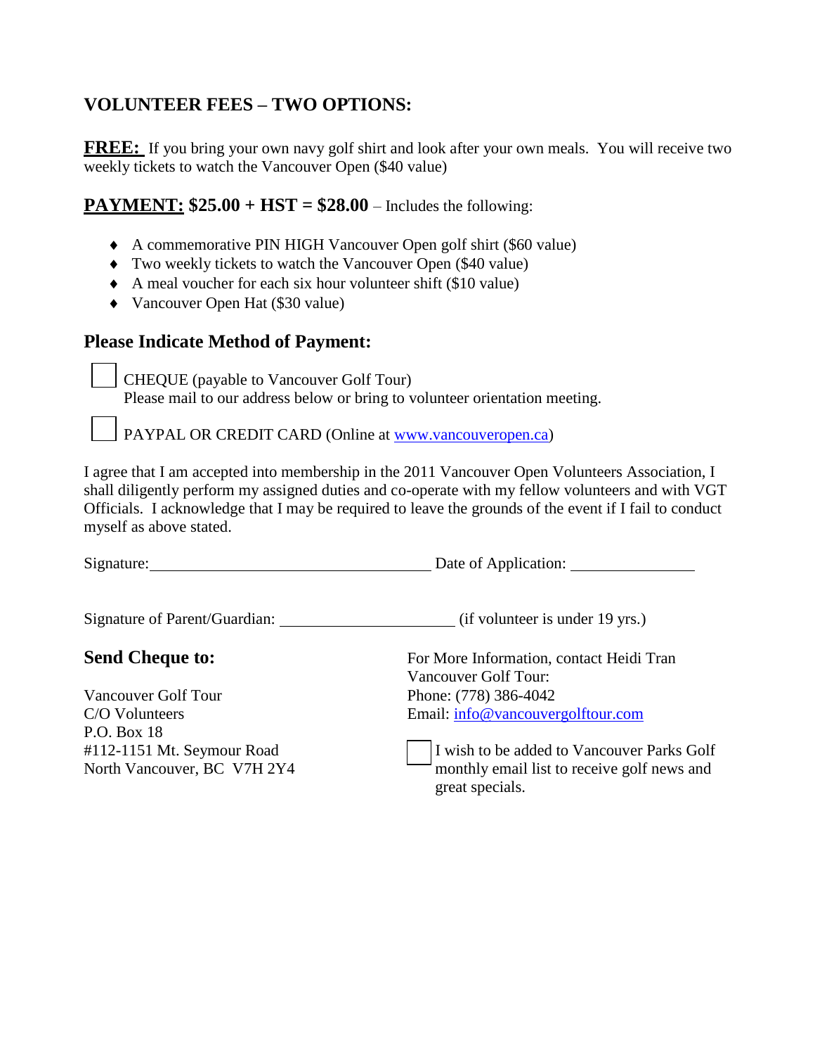## VOLUNTEER FEES – TWO OPTIONS:

**FREE:** If you bring your own navy golf shirt and look after your own meals. You will receive two weekly tickets to watch the Vancouver Open ($40 value)

**PAYMENT: $25.00 + HST = $28.00** – Includes the following:

- A commemorative PIN HIGH Vancouver Open golf shirt ($60 value)
- Two weekly tickets to watch the Vancouver Open ($40 value)
- A meal voucher for each six hour volunteer shift ($10 value)
- Vancouver Open Hat ($30 value)

### Please Indicate Method of Payment:

☐ CHEQUE (payable to Vancouver Golf Tour)
Please mail to our address below or bring to volunteer orientation meeting.

☐ PAYPAL OR CREDIT CARD (Online at www.vancouveropen.ca)

I agree that I am accepted into membership in the 2011 Vancouver Open Volunteers Association, I shall diligently perform my assigned duties and co-operate with my fellow volunteers and with VGT Officials. I acknowledge that I may be required to leave the grounds of the event if I fail to conduct myself as above stated.

Signature: ____________________ Date of Application: ____________

Signature of Parent/Guardian: ____________________ (if volunteer is under 19 yrs.)

### Send Cheque to:

Vancouver Golf Tour
C/O Volunteers
P.O. Box 18
#112-1151 Mt. Seymour Road
North Vancouver, BC V7H 2Y4

For More Information, contact Heidi Tran
Vancouver Golf Tour:
Phone: (778) 386-4042
Email: info@vancouvergolftour.com

☐ I wish to be added to Vancouver Parks Golf monthly email list to receive golf news and great specials.